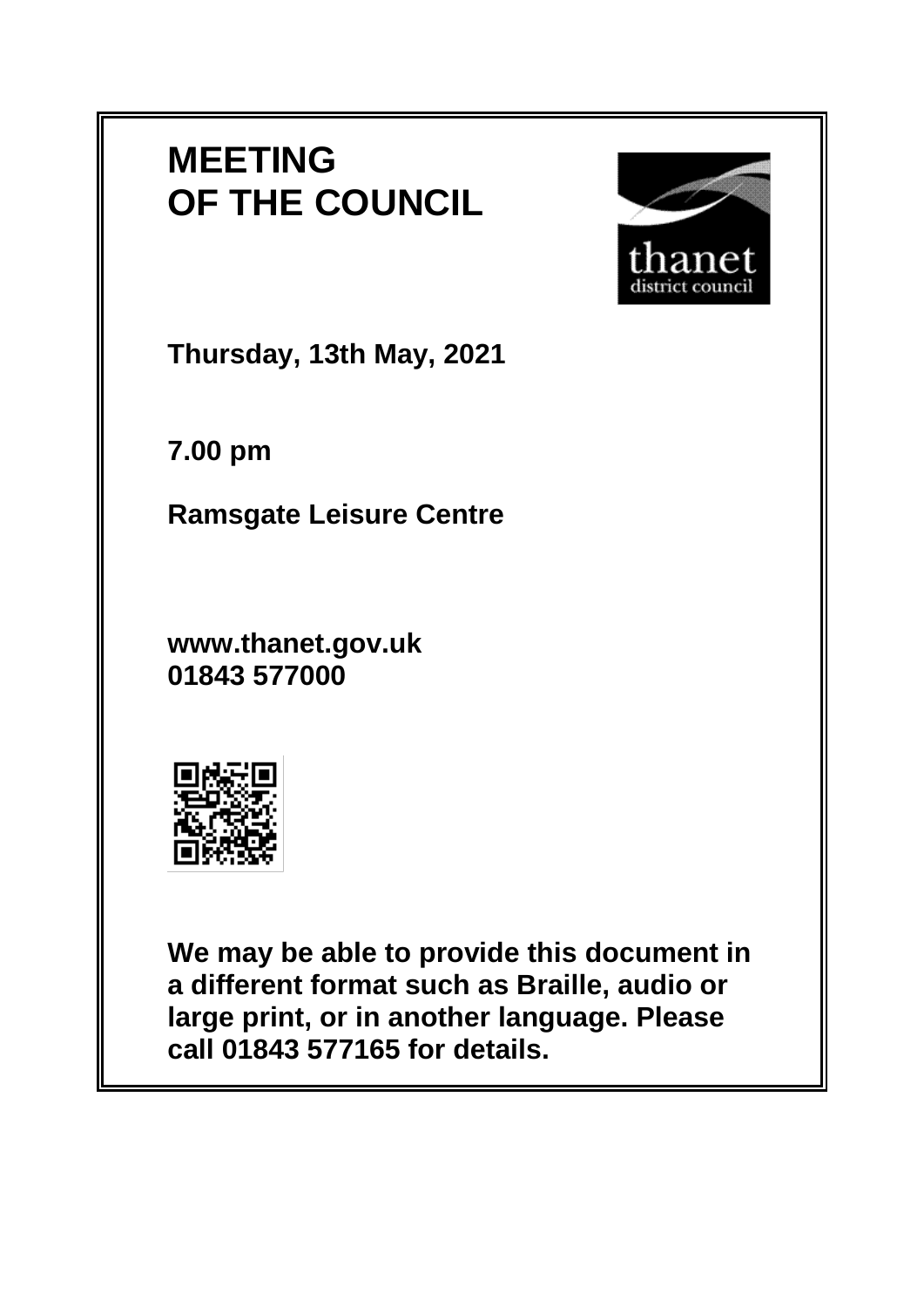# MEETING OF THE COUNCIL

**Thursday, 13th May, 2021**

**7.00 pm**

**Ramsgate Leisure Centre**

**www.thanet.gov.uk**
**01843 577000**

**We may be able to provide this document in a different format such as Braille, audio or large print, or in another language. Please call 01843 577165 for details.**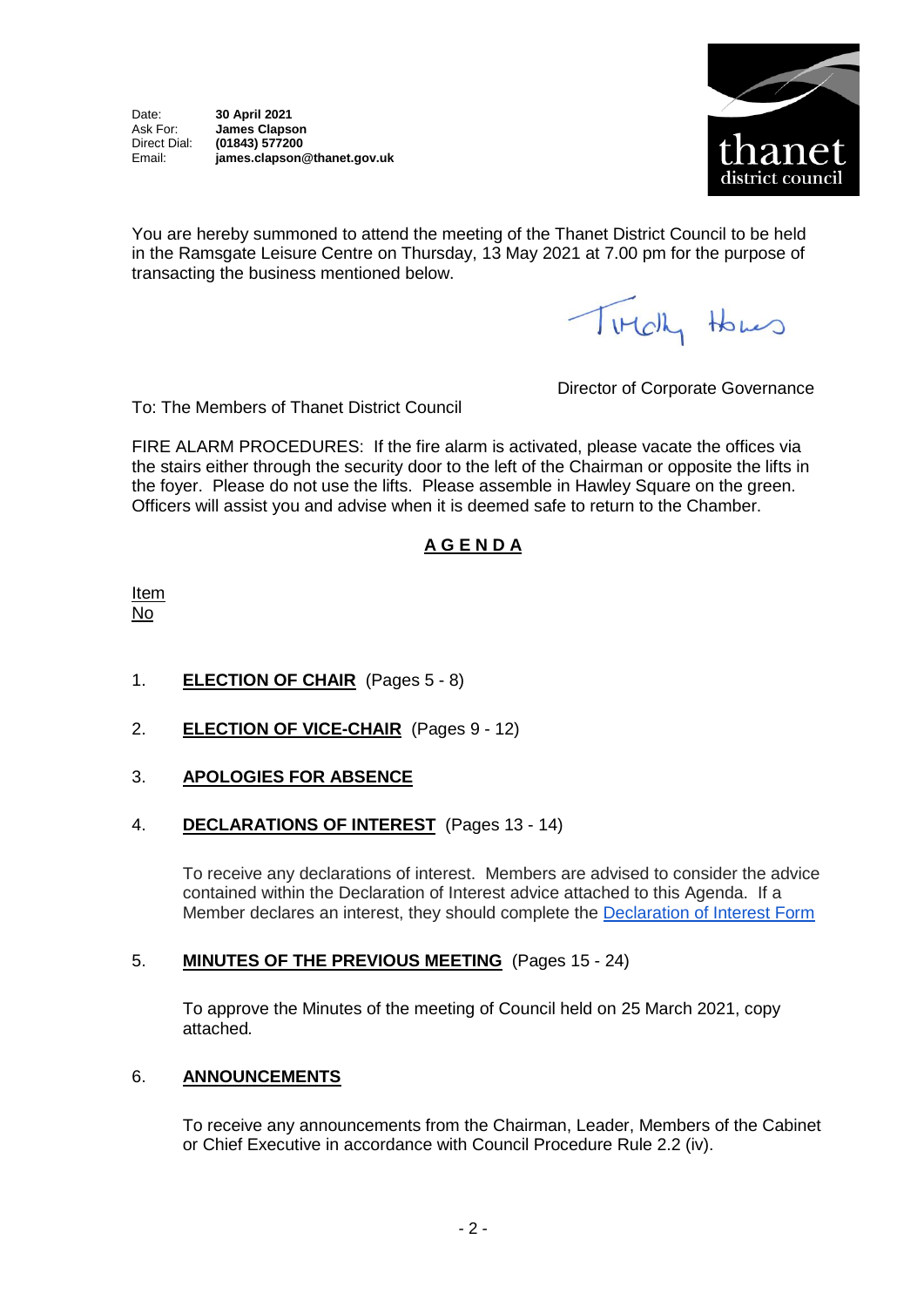Date: **30 April 2021**
Ask For: **James Clapson**
Direct Dial: **(01843) 577200**
Email: **james.clapson@thanet.gov.uk**

thanet district council

You are hereby summoned to attend the meeting of the Thanet District Council to be held in the Ramsgate Leisure Centre on Thursday, 13 May 2021 at 7.00 pm for the purpose of transacting the business mentioned below.

Tim Howes

Director of Corporate Governance

To: The Members of Thanet District Council

FIRE ALARM PROCEDURES: If the fire alarm is activated, please vacate the offices via the stairs either through the security door to the left of the Chairman or opposite the lifts in the foyer. Please do not use the lifts. Please assemble in Hawley Square on the green. Officers will assist you and advise when it is deemed safe to return to the Chamber.

# A G E N D A

Item No

1. **ELECTION OF CHAIR** (Pages 5 - 8)

2. **ELECTION OF VICE-CHAIR** (Pages 9 - 12)

3. **APOLOGIES FOR ABSENCE**

4. **DECLARATIONS OF INTEREST** (Pages 13 - 14)

   To receive any declarations of interest. Members are advised to consider the advice contained within the Declaration of Interest advice attached to this Agenda. If a Member declares an interest, they should complete the Declaration of Interest Form

5. **MINUTES OF THE PREVIOUS MEETING** (Pages 15 - 24)

   To approve the Minutes of the meeting of Council held on 25 March 2021, copy attached.

6. **ANNOUNCEMENTS**

   To receive any announcements from the Chairman, Leader, Members of the Cabinet or Chief Executive in accordance with Council Procedure Rule 2.2 (iv).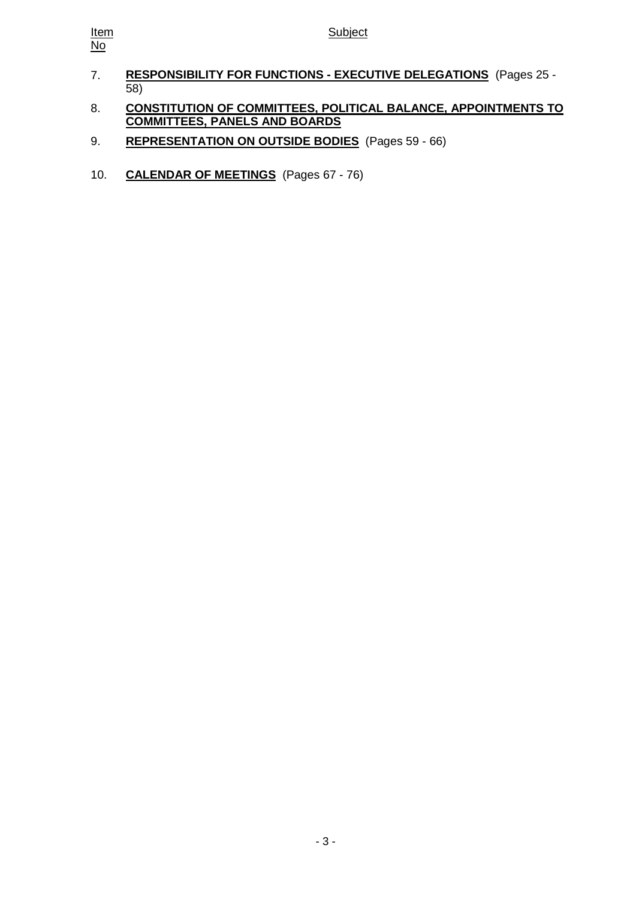| Item No | Subject |
|---|---|
| 7. | **RESPONSIBILITY FOR FUNCTIONS - EXECUTIVE DELEGATIONS** (Pages 25 - 58) |
| 8. | **CONSTITUTION OF COMMITTEES, POLITICAL BALANCE, APPOINTMENTS TO COMMITTEES, PANELS AND BOARDS** |
| 9. | **REPRESENTATION ON OUTSIDE BODIES** (Pages 59 - 66) |
| 10. | **CALENDAR OF MEETINGS** (Pages 67 - 76) |